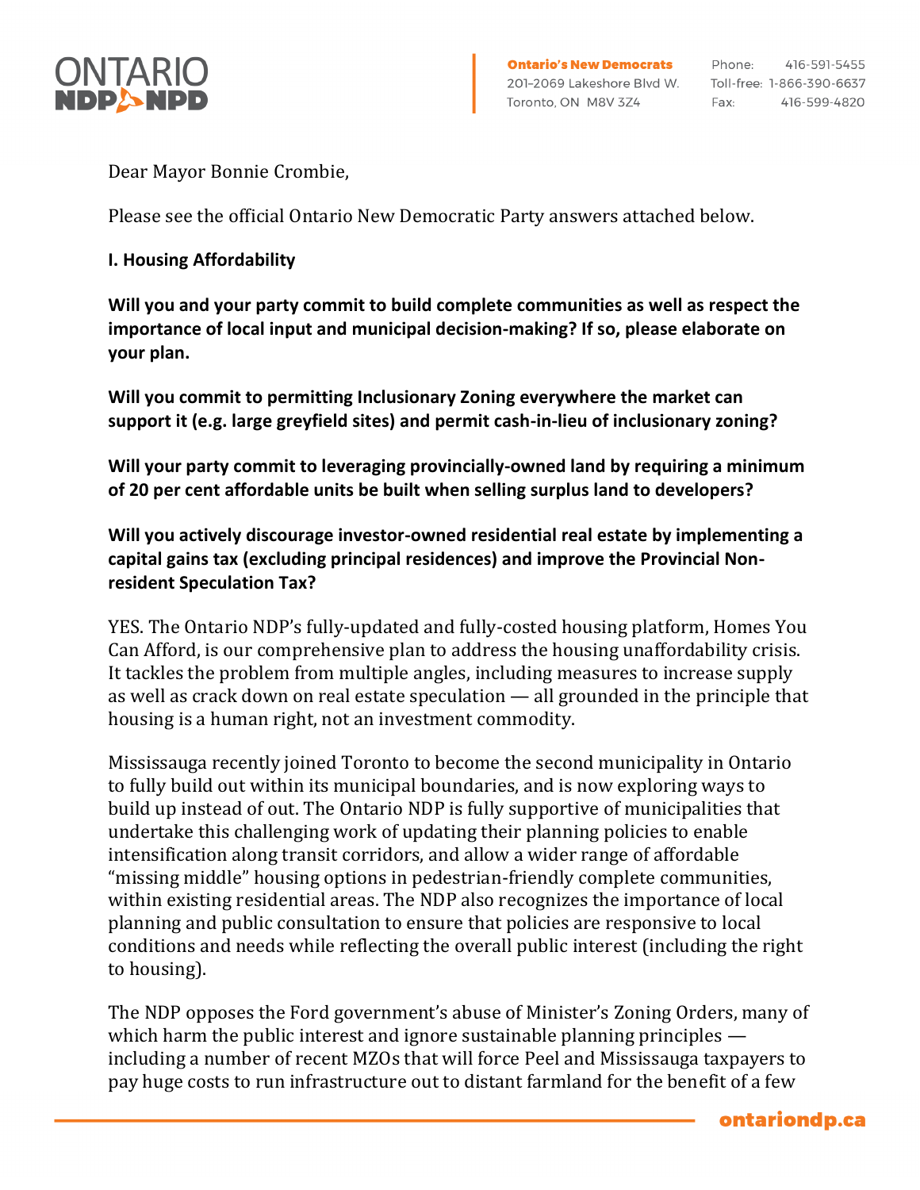Dear Mayor Bonnie Crombie,

Please see the official Ontario New Democratic Party answers attached below.

**I. Housing Affordability**

**Will you and your party commit to build complete communities as well as respect the importance of local input and municipal decision-making? If so, please elaborate on your plan.**

**Will you commit to permitting Inclusionary Zoning everywhere the market can support it (e.g. large greyfield sites) and permit cash-in-lieu of inclusionary zoning?**

**Will your party commit to leveraging provincially-owned land by requiring a minimum of 20 per cent affordable units be built when selling surplus land to developers?**

**Will you actively discourage investor-owned residential real estate by implementing a capital gains tax (excluding principal residences) and improve the Provincial Non-resident Speculation Tax?**

YES. The Ontario NDP's fully-updated and fully-costed housing platform, Homes You Can Afford, is our comprehensive plan to address the housing unaffordability crisis. It tackles the problem from multiple angles, including measures to increase supply as well as crack down on real estate speculation — all grounded in the principle that housing is a human right, not an investment commodity.

Mississauga recently joined Toronto to become the second municipality in Ontario to fully build out within its municipal boundaries, and is now exploring ways to build up instead of out. The Ontario NDP is fully supportive of municipalities that undertake this challenging work of updating their planning policies to enable intensification along transit corridors, and allow a wider range of affordable "missing middle" housing options in pedestrian-friendly complete communities, within existing residential areas. The NDP also recognizes the importance of local planning and public consultation to ensure that policies are responsive to local conditions and needs while reflecting the overall public interest (including the right to housing).

The NDP opposes the Ford government's abuse of Minister's Zoning Orders, many of which harm the public interest and ignore sustainable planning principles — including a number of recent MZOs that will force Peel and Mississauga taxpayers to pay huge costs to run infrastructure out to distant farmland for the benefit of a few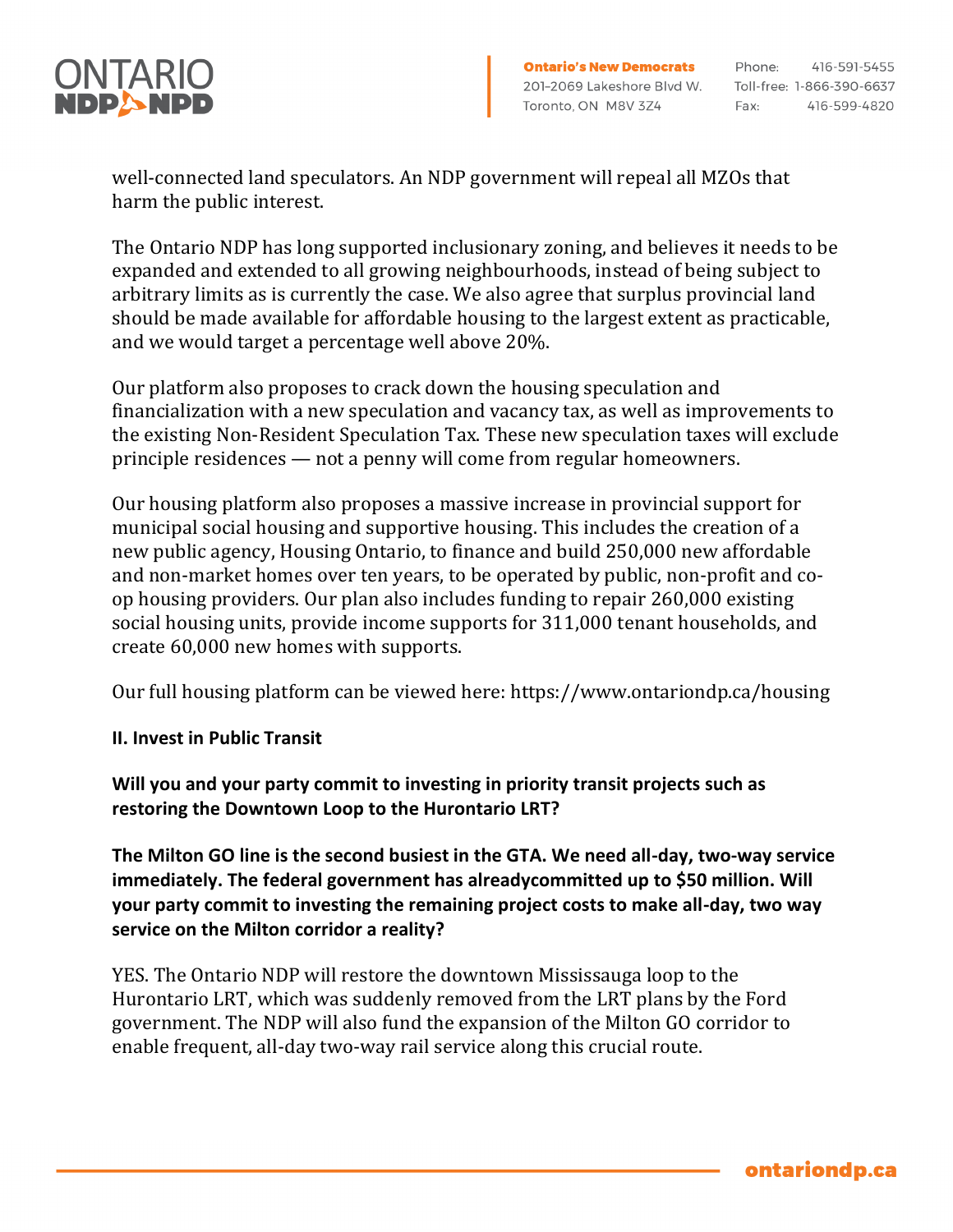well-connected land speculators. An NDP government will repeal all MZOs that harm the public interest.

The Ontario NDP has long supported inclusionary zoning, and believes it needs to be expanded and extended to all growing neighbourhoods, instead of being subject to arbitrary limits as is currently the case. We also agree that surplus provincial land should be made available for affordable housing to the largest extent as practicable, and we would target a percentage well above 20%.

Our platform also proposes to crack down the housing speculation and financialization with a new speculation and vacancy tax, as well as improvements to the existing Non-Resident Speculation Tax. These new speculation taxes will exclude principle residences — not a penny will come from regular homeowners.

Our housing platform also proposes a massive increase in provincial support for municipal social housing and supportive housing. This includes the creation of a new public agency, Housing Ontario, to finance and build 250,000 new affordable and non-market homes over ten years, to be operated by public, non-profit and co-op housing providers. Our plan also includes funding to repair 260,000 existing social housing units, provide income supports for 311,000 tenant households, and create 60,000 new homes with supports.

Our full housing platform can be viewed here: https://www.ontariondp.ca/housing

**II. Invest in Public Transit**

**Will you and your party commit to investing in priority transit projects such as restoring the Downtown Loop to the Hurontario LRT?**

**The Milton GO line is the second busiest in the GTA. We need all-day, two-way service immediately. The federal government has alreadycommitted up to $50 million. Will your party commit to investing the remaining project costs to make all-day, two way service on the Milton corridor a reality?**

YES. The Ontario NDP will restore the downtown Mississauga loop to the Hurontario LRT, which was suddenly removed from the LRT plans by the Ford government. The NDP will also fund the expansion of the Milton GO corridor to enable frequent, all-day two-way rail service along this crucial route.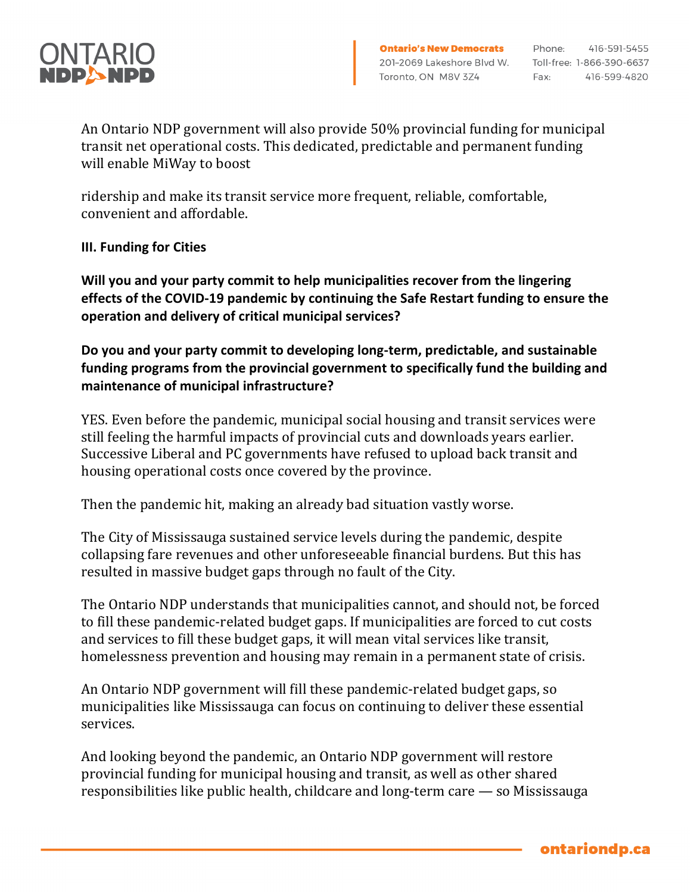An Ontario NDP government will also provide 50% provincial funding for municipal transit net operational costs. This dedicated, predictable and permanent funding will enable MiWay to boost

ridership and make its transit service more frequent, reliable, comfortable, convenient and affordable.

### III. Funding for Cities

**Will you and your party commit to help municipalities recover from the lingering effects of the COVID-19 pandemic by continuing the Safe Restart funding to ensure the operation and delivery of critical municipal services?**

**Do you and your party commit to developing long-term, predictable, and sustainable funding programs from the provincial government to specifically fund the building and maintenance of municipal infrastructure?**

YES. Even before the pandemic, municipal social housing and transit services were still feeling the harmful impacts of provincial cuts and downloads years earlier. Successive Liberal and PC governments have refused to upload back transit and housing operational costs once covered by the province.

Then the pandemic hit, making an already bad situation vastly worse.

The City of Mississauga sustained service levels during the pandemic, despite collapsing fare revenues and other unforeseeable financial burdens. But this has resulted in massive budget gaps through no fault of the City.

The Ontario NDP understands that municipalities cannot, and should not, be forced to fill these pandemic-related budget gaps. If municipalities are forced to cut costs and services to fill these budget gaps, it will mean vital services like transit, homelessness prevention and housing may remain in a permanent state of crisis.

An Ontario NDP government will fill these pandemic-related budget gaps, so municipalities like Mississauga can focus on continuing to deliver these essential services.

And looking beyond the pandemic, an Ontario NDP government will restore provincial funding for municipal housing and transit, as well as other shared responsibilities like public health, childcare and long-term care — so Mississauga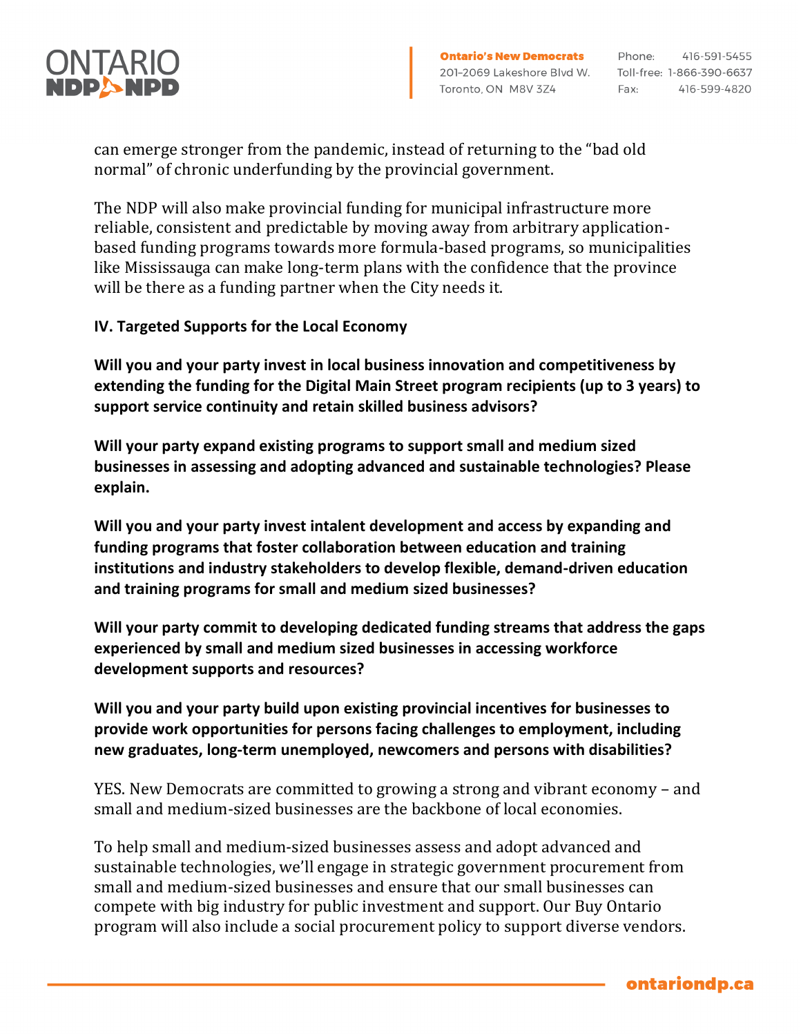can emerge stronger from the pandemic, instead of returning to the "bad old normal" of chronic underfunding by the provincial government.

The NDP will also make provincial funding for municipal infrastructure more reliable, consistent and predictable by moving away from arbitrary application-based funding programs towards more formula-based programs, so municipalities like Mississauga can make long-term plans with the confidence that the province will be there as a funding partner when the City needs it.

**IV. Targeted Supports for the Local Economy**

**Will you and your party invest in local business innovation and competitiveness by extending the funding for the Digital Main Street program recipients (up to 3 years) to support service continuity and retain skilled business advisors?**

**Will your party expand existing programs to support small and medium sized businesses in assessing and adopting advanced and sustainable technologies? Please explain.**

**Will you and your party invest intalent development and access by expanding and funding programs that foster collaboration between education and training institutions and industry stakeholders to develop flexible, demand-driven education and training programs for small and medium sized businesses?**

**Will your party commit to developing dedicated funding streams that address the gaps experienced by small and medium sized businesses in accessing workforce development supports and resources?**

**Will you and your party build upon existing provincial incentives for businesses to provide work opportunities for persons facing challenges to employment, including new graduates, long-term unemployed, newcomers and persons with disabilities?**

YES. New Democrats are committed to growing a strong and vibrant economy – and small and medium-sized businesses are the backbone of local economies.

To help small and medium-sized businesses assess and adopt advanced and sustainable technologies, we'll engage in strategic government procurement from small and medium-sized businesses and ensure that our small businesses can compete with big industry for public investment and support. Our Buy Ontario program will also include a social procurement policy to support diverse vendors.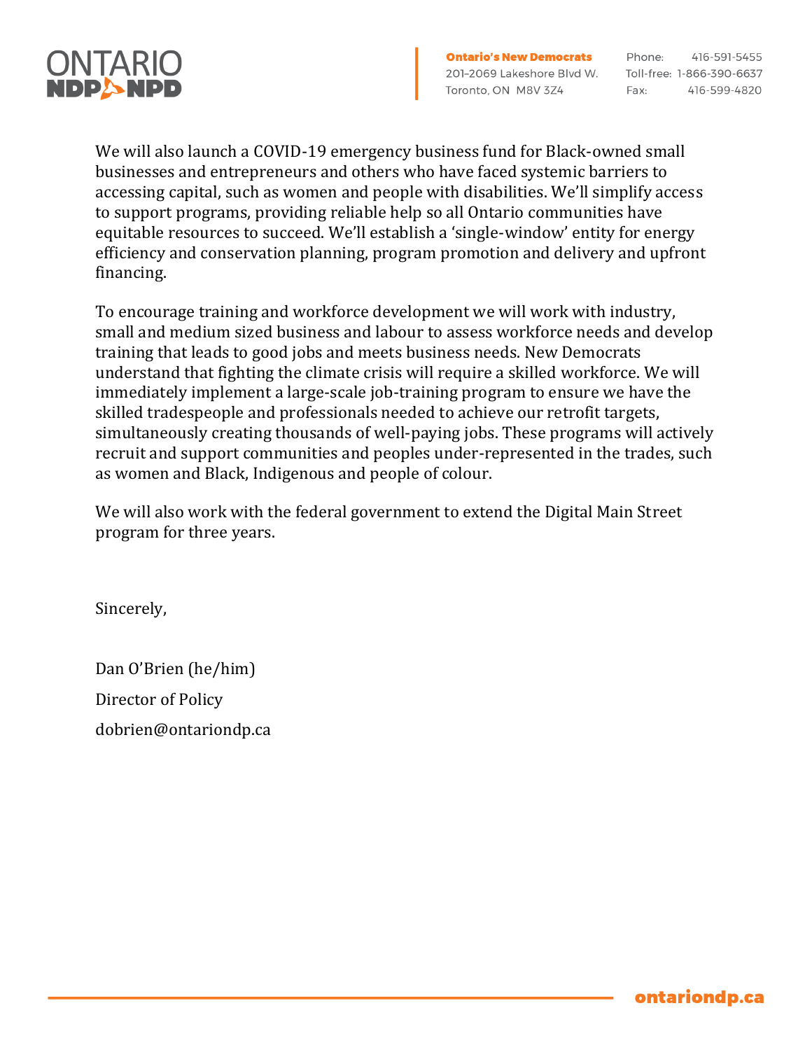We will also launch a COVID-19 emergency business fund for Black-owned small businesses and entrepreneurs and others who have faced systemic barriers to accessing capital, such as women and people with disabilities. We'll simplify access to support programs, providing reliable help so all Ontario communities have equitable resources to succeed. We'll establish a 'single-window' entity for energy efficiency and conservation planning, program promotion and delivery and upfront financing.

To encourage training and workforce development we will work with industry, small and medium sized business and labour to assess workforce needs and develop training that leads to good jobs and meets business needs. New Democrats understand that fighting the climate crisis will require a skilled workforce. We will immediately implement a large-scale job-training program to ensure we have the skilled tradespeople and professionals needed to achieve our retrofit targets, simultaneously creating thousands of well-paying jobs. These programs will actively recruit and support communities and peoples under-represented in the trades, such as women and Black, Indigenous and people of colour.

We will also work with the federal government to extend the Digital Main Street program for three years.

Sincerely,

Dan O'Brien (he/him)

Director of Policy

dobrien@ontariondp.ca